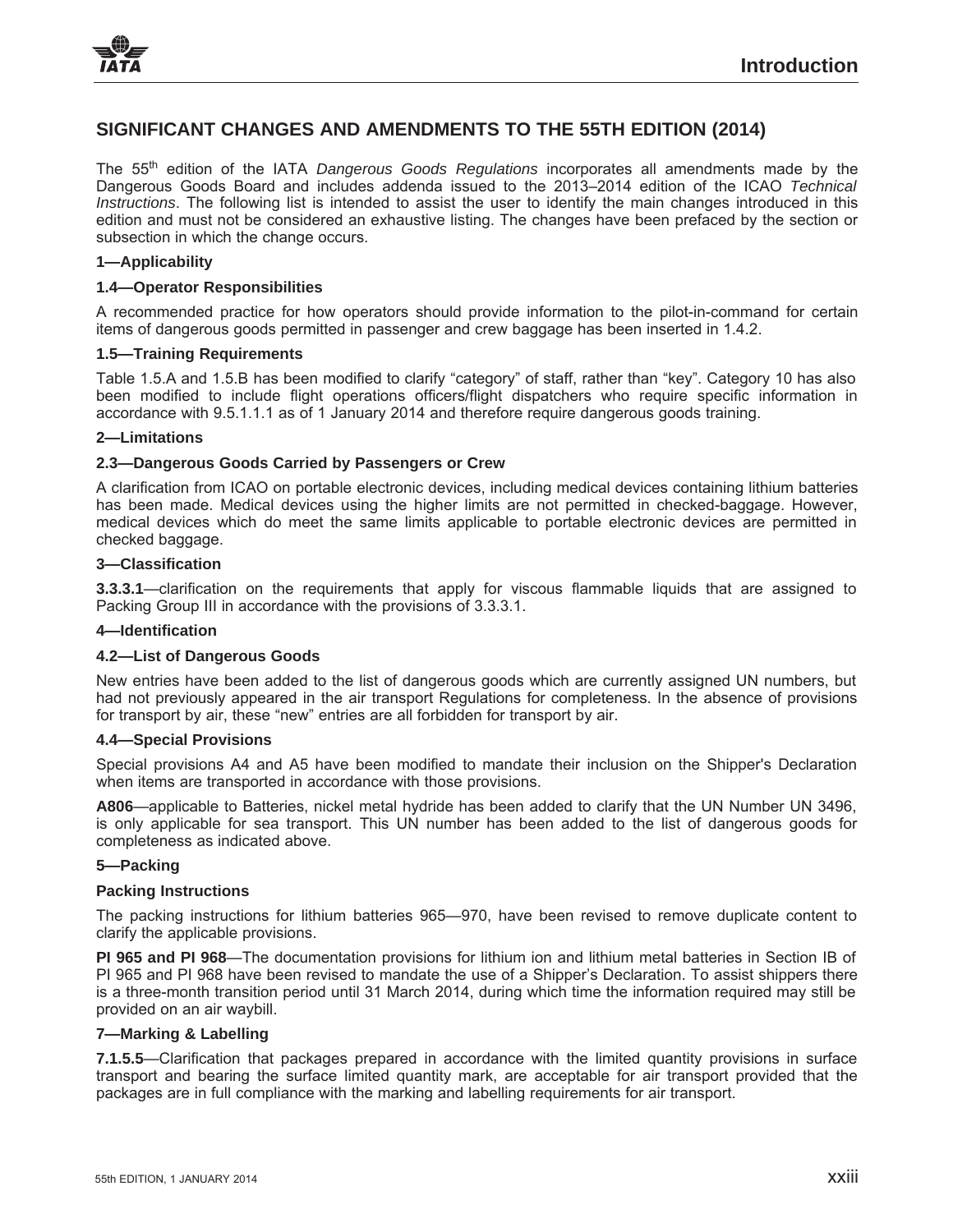## SIGNIFICANT CHANGES AND AMENDMENTS TO THE 55TH EDITION (2014)

The 55th edition of the IATA *Dangerous Goods Regulations* incorporates all amendments made by the Dangerous Goods Board and includes addenda issued to the 2013–2014 edition of the ICAO *Technical Instructions*. The following list is intended to assist the user to identify the main changes introduced in this edition and must not be considered an exhaustive listing. The changes have been prefaced by the section or subsection in which the change occurs.

### 1—Applicability

#### 1.4—Operator Responsibilities

A recommended practice for how operators should provide information to the pilot-in-command for certain items of dangerous goods permitted in passenger and crew baggage has been inserted in 1.4.2.

#### 1.5—Training Requirements

Table 1.5.A and 1.5.B has been modified to clarify "category" of staff, rather than "key". Category 10 has also been modified to include flight operations officers/flight dispatchers who require specific information in accordance with 9.5.1.1.1 as of 1 January 2014 and therefore require dangerous goods training.

### 2—Limitations

#### 2.3—Dangerous Goods Carried by Passengers or Crew

A clarification from ICAO on portable electronic devices, including medical devices containing lithium batteries has been made. Medical devices using the higher limits are not permitted in checked-baggage. However, medical devices which do meet the same limits applicable to portable electronic devices are permitted in checked baggage.

### 3—Classification

**3.3.3.1**—clarification on the requirements that apply for viscous flammable liquids that are assigned to Packing Group III in accordance with the provisions of 3.3.3.1.

### 4—Identification

#### 4.2—List of Dangerous Goods

New entries have been added to the list of dangerous goods which are currently assigned UN numbers, but had not previously appeared in the air transport Regulations for completeness. In the absence of provisions for transport by air, these "new" entries are all forbidden for transport by air.

#### 4.4—Special Provisions

Special provisions A4 and A5 have been modified to mandate their inclusion on the Shipper's Declaration when items are transported in accordance with those provisions.

**A806**—applicable to Batteries, nickel metal hydride has been added to clarify that the UN Number UN 3496, is only applicable for sea transport. This UN number has been added to the list of dangerous goods for completeness as indicated above.

### 5—Packing

#### Packing Instructions

The packing instructions for lithium batteries 965—970, have been revised to remove duplicate content to clarify the applicable provisions.

**PI 965 and PI 968**—The documentation provisions for lithium ion and lithium metal batteries in Section IB of PI 965 and PI 968 have been revised to mandate the use of a Shipper's Declaration. To assist shippers there is a three-month transition period until 31 March 2014, during which time the information required may still be provided on an air waybill.

### 7—Marking & Labelling

**7.1.5.5**—Clarification that packages prepared in accordance with the limited quantity provisions in surface transport and bearing the surface limited quantity mark, are acceptable for air transport provided that the packages are in full compliance with the marking and labelling requirements for air transport.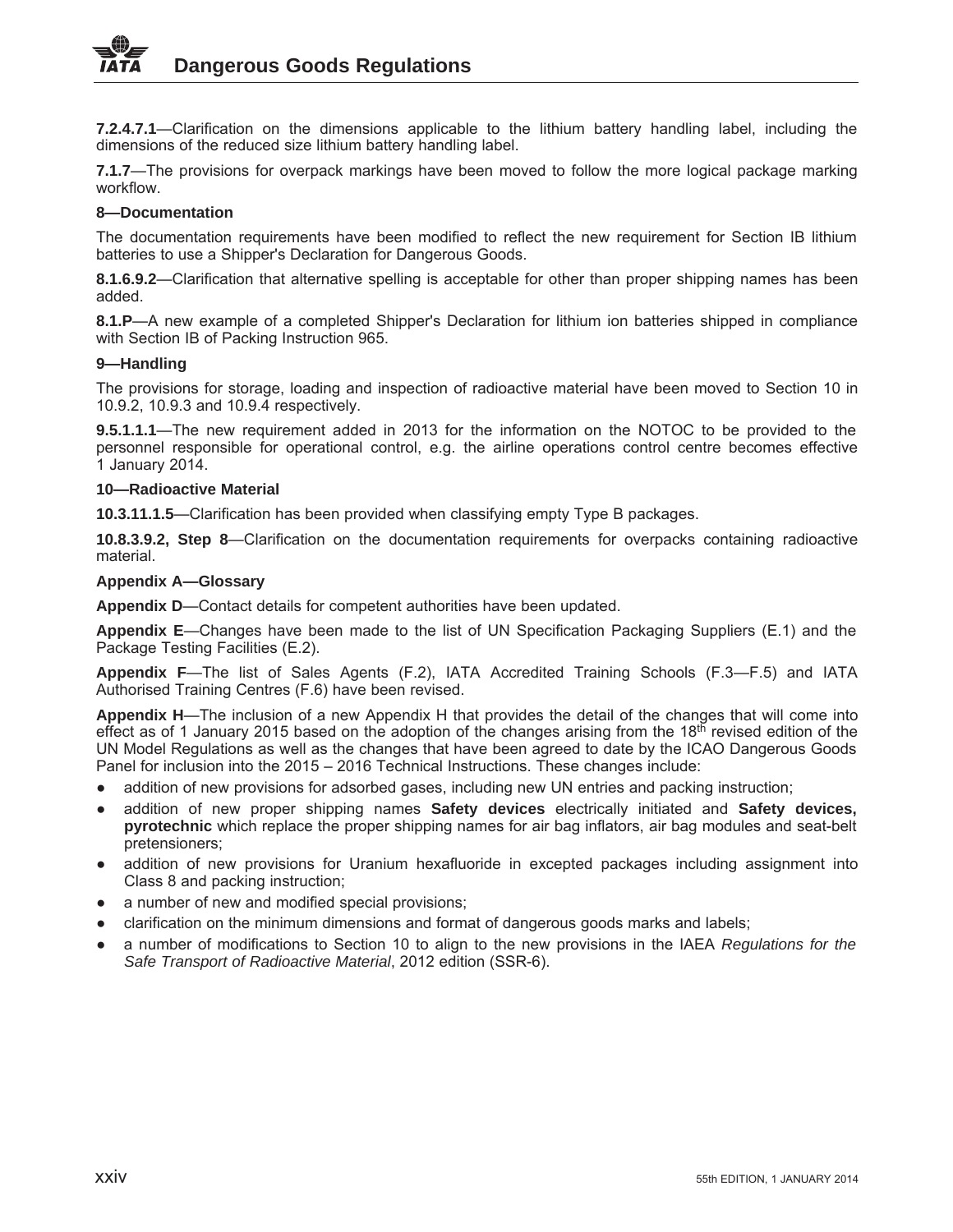**7.2.4.7.1**—Clarification on the dimensions applicable to the lithium battery handling label, including the dimensions of the reduced size lithium battery handling label.

**7.1.7**—The provisions for overpack markings have been moved to follow the more logical package marking workflow.

**8—Documentation**

The documentation requirements have been modified to reflect the new requirement for Section IB lithium batteries to use a Shipper's Declaration for Dangerous Goods.

**8.1.6.9.2**—Clarification that alternative spelling is acceptable for other than proper shipping names has been added.

**8.1.P**—A new example of a completed Shipper's Declaration for lithium ion batteries shipped in compliance with Section IB of Packing Instruction 965.

**9—Handling**

The provisions for storage, loading and inspection of radioactive material have been moved to Section 10 in 10.9.2, 10.9.3 and 10.9.4 respectively.

**9.5.1.1.1**—The new requirement added in 2013 for the information on the NOTOC to be provided to the personnel responsible for operational control, e.g. the airline operations control centre becomes effective 1 January 2014.

**10—Radioactive Material**

**10.3.11.1.5**—Clarification has been provided when classifying empty Type B packages.

**10.8.3.9.2, Step 8**—Clarification on the documentation requirements for overpacks containing radioactive material.

**Appendix A—Glossary**

**Appendix D**—Contact details for competent authorities have been updated.

**Appendix E**—Changes have been made to the list of UN Specification Packaging Suppliers (E.1) and the Package Testing Facilities (E.2).

**Appendix F**—The list of Sales Agents (F.2), IATA Accredited Training Schools (F.3—F.5) and IATA Authorised Training Centres (F.6) have been revised.

**Appendix H**—The inclusion of a new Appendix H that provides the detail of the changes that will come into effect as of 1 January 2015 based on the adoption of the changes arising from the 18th revised edition of the UN Model Regulations as well as the changes that have been agreed to date by the ICAO Dangerous Goods Panel for inclusion into the 2015 – 2016 Technical Instructions. These changes include:

- addition of new provisions for adsorbed gases, including new UN entries and packing instruction;
- addition of new proper shipping names **Safety devices** electrically initiated and **Safety devices, pyrotechnic** which replace the proper shipping names for air bag inflators, air bag modules and seat-belt pretensioners;
- addition of new provisions for Uranium hexafluoride in excepted packages including assignment into Class 8 and packing instruction;
- a number of new and modified special provisions;
- clarification on the minimum dimensions and format of dangerous goods marks and labels;
- a number of modifications to Section 10 to align to the new provisions in the IAEA *Regulations for the Safe Transport of Radioactive Material*, 2012 edition (SSR-6).